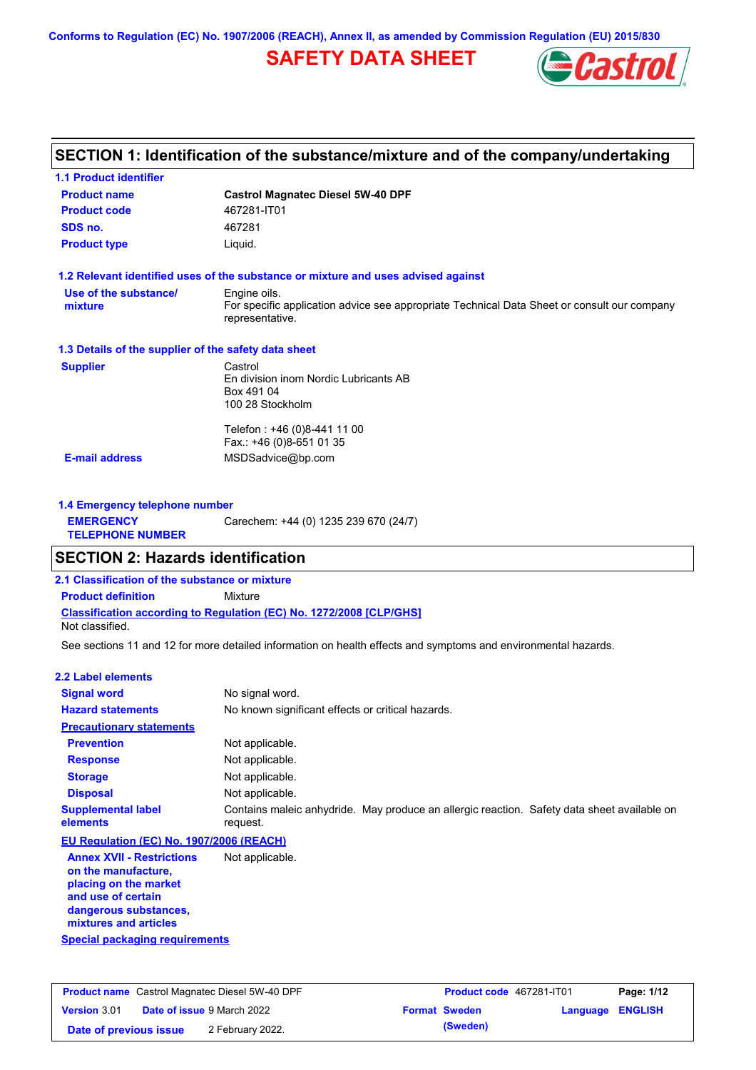Conforms to Regulation (EC) No. 1907/2006 (REACH), Annex II, as amended by Commission Regulation (EU) 2015/830

# SAFETY DATA SHEET

## SECTION 1: Identification of the substance/mixture and of the company/undertaking

### 1.1 Product identifier

| | |
|---|---|
| **Product name** | **Castrol Magnatec Diesel 5W-40 DPF** |
| **Product code** | 467281-IT01 |
| **SDS no.** | 467281 |
| **Product type** | Liquid. |

### 1.2 Relevant identified uses of the substance or mixture and uses advised against

| | |
|---|---|
| **Use of the substance/ mixture** | Engine oils. For specific application advice see appropriate Technical Data Sheet or consult our company representative. |

### 1.3 Details of the supplier of the safety data sheet

**Supplier**

Castrol
En division inom Nordic Lubricants AB
Box 491 04
100 28 Stockholm

Telefon : +46 (0)8-441 11 00
Fax.: +46 (0)8-651 01 35

**E-mail address** MSDSadvice@bp.com

### 1.4 Emergency telephone number

**EMERGENCY TELEPHONE NUMBER** Carechem: +44 (0) 1235 239 670 (24/7)

## SECTION 2: Hazards identification

### 2.1 Classification of the substance or mixture

**Product definition** Mixture

**Classification according to Regulation (EC) No. 1272/2008 [CLP/GHS]**

Not classified.

See sections 11 and 12 for more detailed information on health effects and symptoms and environmental hazards.

### 2.2 Label elements

| | |
|---|---|
| **Signal word** | No signal word. |
| **Hazard statements** | No known significant effects or critical hazards. |

**Precautionary statements**

| | |
|---|---|
| **Prevention** | Not applicable. |
| **Response** | Not applicable. |
| **Storage** | Not applicable. |
| **Disposal** | Not applicable. |
| **Supplemental label elements** | Contains maleic anhydride. May produce an allergic reaction. Safety data sheet available on request. |

**EU Regulation (EC) No. 1907/2006 (REACH)**

| | |
|---|---|
| **Annex XVII - Restrictions on the manufacture, placing on the market and use of certain dangerous substances, mixtures and articles** | Not applicable. |

**Special packaging requirements**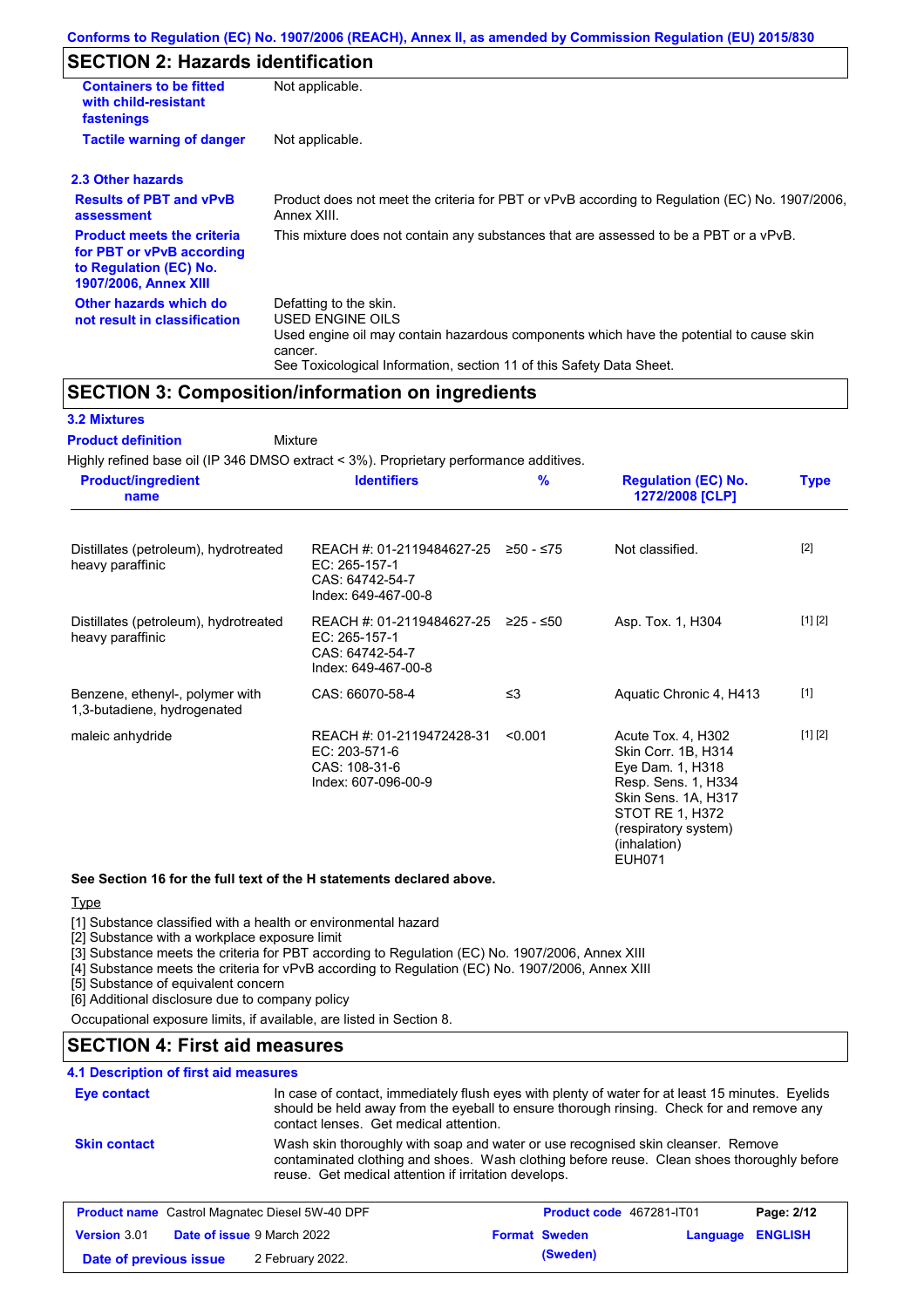## SECTION 2: Hazards identification

| | |
|---|---|
| **Containers to be fitted with child-resistant fastenings** | Not applicable. |
| **Tactile warning of danger** | Not applicable. |

### 2.3 Other hazards

| | |
|---|---|
| **Results of PBT and vPvB assessment** | Product does not meet the criteria for PBT or vPvB according to Regulation (EC) No. 1907/2006, Annex XIII. |
| **Product meets the criteria for PBT or vPvB according to Regulation (EC) No. 1907/2006, Annex XIII** | This mixture does not contain any substances that are assessed to be a PBT or a vPvB. |
| **Other hazards which do not result in classification** | Defatting to the skin.<br>USED ENGINE OILS<br>Used engine oil may contain hazardous components which have the potential to cause skin cancer.<br>See Toxicological Information, section 11 of this Safety Data Sheet. |

## SECTION 3: Composition/information on ingredients

### 3.2 Mixtures

**Product definition** Mixture

Highly refined base oil (IP 346 DMSO extract < 3%). Proprietary performance additives.

| Product/ingredient name | Identifiers | % | Regulation (EC) No. 1272/2008 [CLP] | Type |
|---|---|---|---|---|
| Distillates (petroleum), hydrotreated heavy paraffinic | REACH #: 01-2119484627-25<br>EC: 265-157-1<br>CAS: 64742-54-7<br>Index: 649-467-00-8 | ≥50 - ≤75 | Not classified. | [2] |
| Distillates (petroleum), hydrotreated heavy paraffinic | REACH #: 01-2119484627-25<br>EC: 265-157-1<br>CAS: 64742-54-7<br>Index: 649-467-00-8 | ≥25 - ≤50 | Asp. Tox. 1, H304 | [1] [2] |
| Benzene, ethenyl-, polymer with 1,3-butadiene, hydrogenated | CAS: 66070-58-4 | ≤3 | Aquatic Chronic 4, H413 | [1] |
| maleic anhydride | REACH #: 01-2119472428-31<br>EC: 203-571-6<br>CAS: 108-31-6<br>Index: 607-096-00-9 | <0.001 | Acute Tox. 4, H302<br>Skin Corr. 1B, H314<br>Eye Dam. 1, H318<br>Resp. Sens. 1, H334<br>Skin Sens. 1A, H317<br>STOT RE 1, H372 (respiratory system) (inhalation)<br>EUH071 | [1] [2] |

**See Section 16 for the full text of the H statements declared above.**

Type

[1] Substance classified with a health or environmental hazard
[2] Substance with a workplace exposure limit
[3] Substance meets the criteria for PBT according to Regulation (EC) No. 1907/2006, Annex XIII
[4] Substance meets the criteria for vPvB according to Regulation (EC) No. 1907/2006, Annex XIII
[5] Substance of equivalent concern
[6] Additional disclosure due to company policy

Occupational exposure limits, if available, are listed in Section 8.

## SECTION 4: First aid measures

### 4.1 Description of first aid measures

| | |
|---|---|
| **Eye contact** | In case of contact, immediately flush eyes with plenty of water for at least 15 minutes. Eyelids should be held away from the eyeball to ensure thorough rinsing. Check for and remove any contact lenses. Get medical attention. |
| **Skin contact** | Wash skin thoroughly with soap and water or use recognised skin cleanser. Remove contaminated clothing and shoes. Wash clothing before reuse. Clean shoes thoroughly before reuse. Get medical attention if irritation develops. |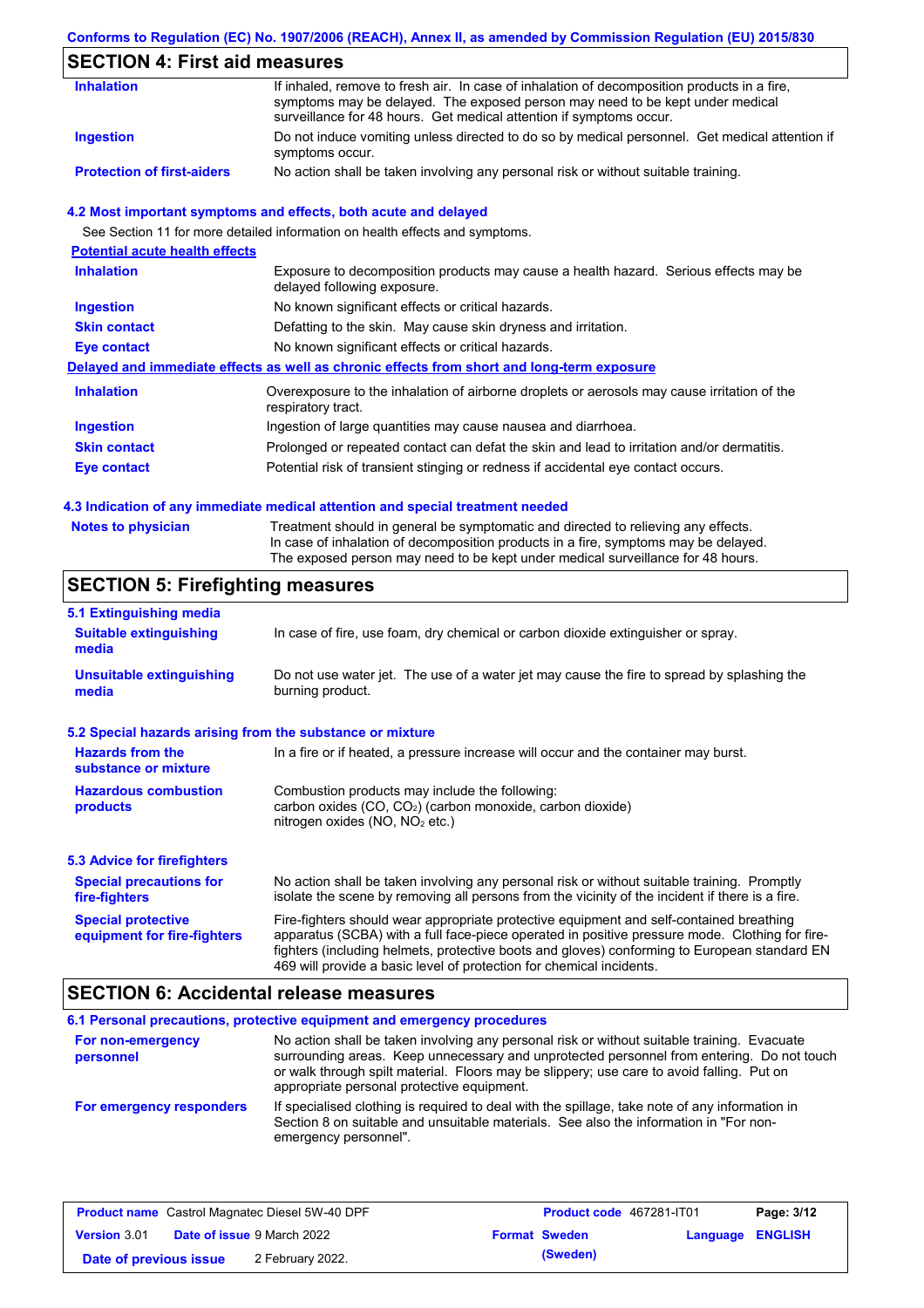## SECTION 4: First aid measures

| | |
|---|---|
| **Inhalation** | If inhaled, remove to fresh air. In case of inhalation of decomposition products in a fire, symptoms may be delayed. The exposed person may need to be kept under medical surveillance for 48 hours. Get medical attention if symptoms occur. |
| **Ingestion** | Do not induce vomiting unless directed to do so by medical personnel. Get medical attention if symptoms occur. |
| **Protection of first-aiders** | No action shall be taken involving any personal risk or without suitable training. |

### 4.2 Most important symptoms and effects, both acute and delayed

See Section 11 for more detailed information on health effects and symptoms.

**Potential acute health effects**

| | |
|---|---|
| **Inhalation** | Exposure to decomposition products may cause a health hazard. Serious effects may be delayed following exposure. |
| **Ingestion** | No known significant effects or critical hazards. |
| **Skin contact** | Defatting to the skin. May cause skin dryness and irritation. |
| **Eye contact** | No known significant effects or critical hazards. |

**Delayed and immediate effects as well as chronic effects from short and long-term exposure**

| | |
|---|---|
| **Inhalation** | Overexposure to the inhalation of airborne droplets or aerosols may cause irritation of the respiratory tract. |
| **Ingestion** | Ingestion of large quantities may cause nausea and diarrhoea. |
| **Skin contact** | Prolonged or repeated contact can defat the skin and lead to irritation and/or dermatitis. |
| **Eye contact** | Potential risk of transient stinging or redness if accidental eye contact occurs. |

### 4.3 Indication of any immediate medical attention and special treatment needed

| | |
|---|---|
| **Notes to physician** | Treatment should in general be symptomatic and directed to relieving any effects. In case of inhalation of decomposition products in a fire, symptoms may be delayed. The exposed person may need to be kept under medical surveillance for 48 hours. |

## SECTION 5: Firefighting measures

### 5.1 Extinguishing media

| | |
|---|---|
| **Suitable extinguishing media** | In case of fire, use foam, dry chemical or carbon dioxide extinguisher or spray. |
| **Unsuitable extinguishing media** | Do not use water jet. The use of a water jet may cause the fire to spread by splashing the burning product. |

### 5.2 Special hazards arising from the substance or mixture

| | |
|---|---|
| **Hazards from the substance or mixture** | In a fire or if heated, a pressure increase will occur and the container may burst. |
| **Hazardous combustion products** | Combustion products may include the following: carbon oxides (CO, $CO_2$) (carbon monoxide, carbon dioxide) nitrogen oxides (NO, $NO_2$ etc.) |

### 5.3 Advice for firefighters

| | |
|---|---|
| **Special precautions for fire-fighters** | No action shall be taken involving any personal risk or without suitable training. Promptly isolate the scene by removing all persons from the vicinity of the incident if there is a fire. |
| **Special protective equipment for fire-fighters** | Fire-fighters should wear appropriate protective equipment and self-contained breathing apparatus (SCBA) with a full face-piece operated in positive pressure mode. Clothing for fire-fighters (including helmets, protective boots and gloves) conforming to European standard EN 469 will provide a basic level of protection for chemical incidents. |

## SECTION 6: Accidental release measures

### 6.1 Personal precautions, protective equipment and emergency procedures

| | |
|---|---|
| **For non-emergency personnel** | No action shall be taken involving any personal risk or without suitable training. Evacuate surrounding areas. Keep unnecessary and unprotected personnel from entering. Do not touch or walk through spilt material. Floors may be slippery; use care to avoid falling. Put on appropriate personal protective equipment. |
| **For emergency responders** | If specialised clothing is required to deal with the spillage, take note of any information in Section 8 on suitable and unsuitable materials. See also the information in "For non-emergency personnel". |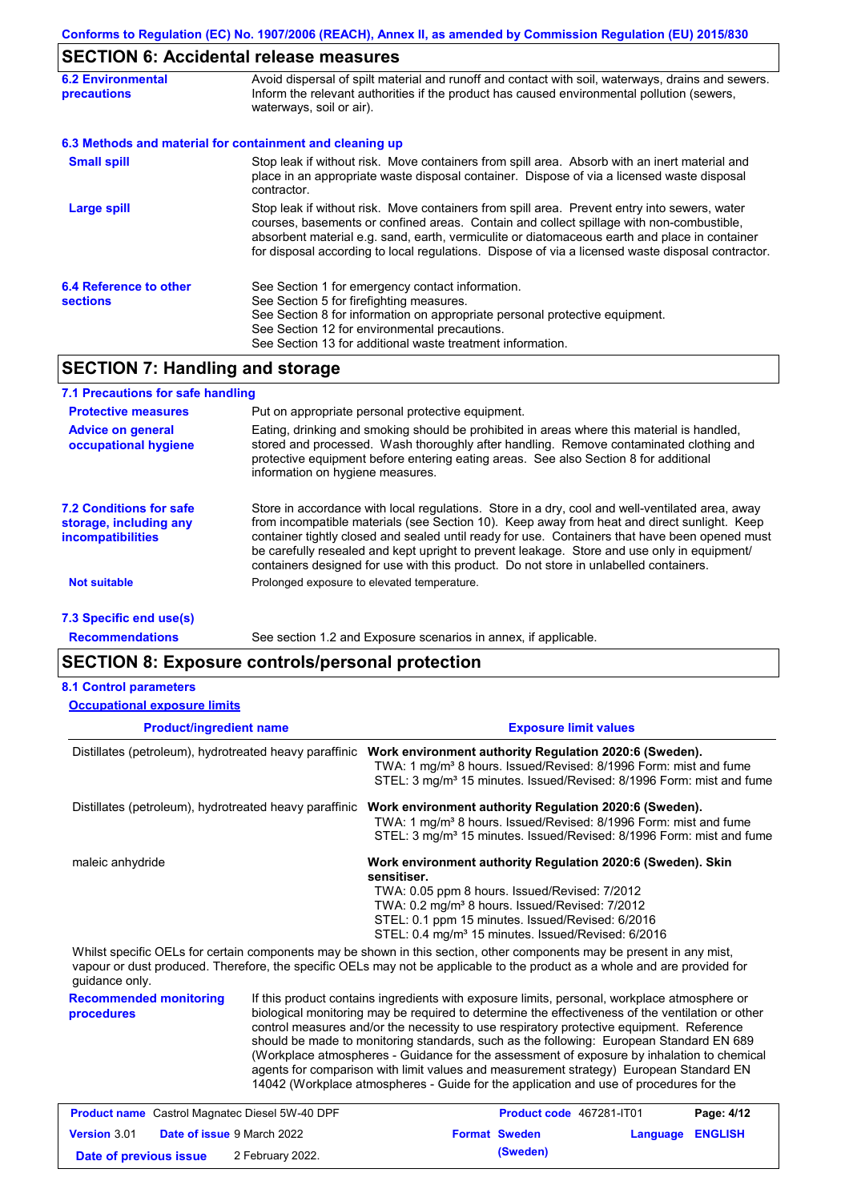## SECTION 6: Accidental release measures

**6.2 Environmental precautions**

Avoid dispersal of spilt material and runoff and contact with soil, waterways, drains and sewers. Inform the relevant authorities if the product has caused environmental pollution (sewers, waterways, soil or air).

**6.3 Methods and material for containment and cleaning up**

**Small spill**

Stop leak if without risk. Move containers from spill area. Absorb with an inert material and place in an appropriate waste disposal container. Dispose of via a licensed waste disposal contractor.

**Large spill**

Stop leak if without risk. Move containers from spill area. Prevent entry into sewers, water courses, basements or confined areas. Contain and collect spillage with non-combustible, absorbent material e.g. sand, earth, vermiculite or diatomaceous earth and place in container for disposal according to local regulations. Dispose of via a licensed waste disposal contractor.

**6.4 Reference to other sections**

See Section 1 for emergency contact information.
See Section 5 for firefighting measures.
See Section 8 for information on appropriate personal protective equipment.
See Section 12 for environmental precautions.
See Section 13 for additional waste treatment information.

## SECTION 7: Handling and storage

**7.1 Precautions for safe handling**

**Protective measures**

Put on appropriate personal protective equipment.

**Advice on general occupational hygiene**

Eating, drinking and smoking should be prohibited in areas where this material is handled, stored and processed. Wash thoroughly after handling. Remove contaminated clothing and protective equipment before entering eating areas. See also Section 8 for additional information on hygiene measures.

**7.2 Conditions for safe storage, including any incompatibilities**

Store in accordance with local regulations. Store in a dry, cool and well-ventilated area, away from incompatible materials (see Section 10). Keep away from heat and direct sunlight. Keep container tightly closed and sealed until ready for use. Containers that have been opened must be carefully resealed and kept upright to prevent leakage. Store and use only in equipment/containers designed for use with this product. Do not store in unlabelled containers.

**Not suitable**

Prolonged exposure to elevated temperature.

**7.3 Specific end use(s)**

**Recommendations**

See section 1.2 and Exposure scenarios in annex, if applicable.

## SECTION 8: Exposure controls/personal protection

**8.1 Control parameters**

**Occupational exposure limits**

| Product/ingredient name | Exposure limit values |
|---|---|
| Distillates (petroleum), hydrotreated heavy paraffinic | **Work environment authority Regulation 2020:6 (Sweden).**<br>TWA: 1 mg/m³ 8 hours. Issued/Revised: 8/1996 Form: mist and fume<br>STEL: 3 mg/m³ 15 minutes. Issued/Revised: 8/1996 Form: mist and fume |
| Distillates (petroleum), hydrotreated heavy paraffinic | **Work environment authority Regulation 2020:6 (Sweden).**<br>TWA: 1 mg/m³ 8 hours. Issued/Revised: 8/1996 Form: mist and fume<br>STEL: 3 mg/m³ 15 minutes. Issued/Revised: 8/1996 Form: mist and fume |
| maleic anhydride | **Work environment authority Regulation 2020:6 (Sweden). Skin sensitiser.**<br>TWA: 0.05 ppm 8 hours. Issued/Revised: 7/2012<br>TWA: 0.2 mg/m³ 8 hours. Issued/Revised: 7/2012<br>STEL: 0.1 ppm 15 minutes. Issued/Revised: 6/2016<br>STEL: 0.4 mg/m³ 15 minutes. Issued/Revised: 6/2016 |

Whilst specific OELs for certain components may be shown in this section, other components may be present in any mist, vapour or dust produced. Therefore, the specific OELs may not be applicable to the product as a whole and are provided for guidance only.

**Recommended monitoring procedures**

If this product contains ingredients with exposure limits, personal, workplace atmosphere or biological monitoring may be required to determine the effectiveness of the ventilation or other control measures and/or the necessity to use respiratory protective equipment. Reference should be made to monitoring standards, such as the following: European Standard EN 689 (Workplace atmospheres - Guidance for the assessment of exposure by inhalation to chemical agents for comparison with limit values and measurement strategy) European Standard EN 14042 (Workplace atmospheres - Guide for the application and use of procedures for the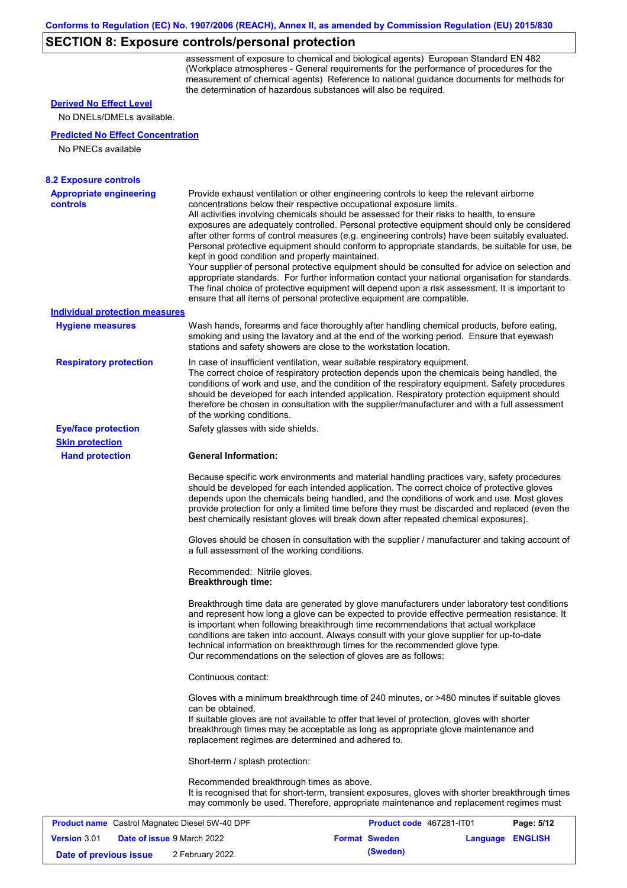## SECTION 8: Exposure controls/personal protection

assessment of exposure to chemical and biological agents) European Standard EN 482 (Workplace atmospheres - General requirements for the performance of procedures for the measurement of chemical agents) Reference to national guidance documents for methods for the determination of hazardous substances will also be required.

**Derived No Effect Level**

No DNELs/DMELs available.

**Predicted No Effect Concentration**

No PNECs available

### 8.2 Exposure controls

**Appropriate engineering controls**

Provide exhaust ventilation or other engineering controls to keep the relevant airborne concentrations below their respective occupational exposure limits.
All activities involving chemicals should be assessed for their risks to health, to ensure exposures are adequately controlled. Personal protective equipment should only be considered after other forms of control measures (e.g. engineering controls) have been suitably evaluated. Personal protective equipment should conform to appropriate standards, be suitable for use, be kept in good condition and properly maintained.
Your supplier of personal protective equipment should be consulted for advice on selection and appropriate standards. For further information contact your national organisation for standards.
The final choice of protective equipment will depend upon a risk assessment. It is important to ensure that all items of personal protective equipment are compatible.

**Individual protection measures**

**Hygiene measures**

Wash hands, forearms and face thoroughly after handling chemical products, before eating, smoking and using the lavatory and at the end of the working period. Ensure that eyewash stations and safety showers are close to the workstation location.

**Respiratory protection**

In case of insufficient ventilation, wear suitable respiratory equipment.
The correct choice of respiratory protection depends upon the chemicals being handled, the conditions of work and use, and the condition of the respiratory equipment. Safety procedures should be developed for each intended application. Respiratory protection equipment should therefore be chosen in consultation with the supplier/manufacturer and with a full assessment of the working conditions.

**Eye/face protection**

Safety glasses with side shields.

**Skin protection**

**Hand protection**

**General Information:**

Because specific work environments and material handling practices vary, safety procedures should be developed for each intended application. The correct choice of protective gloves depends upon the chemicals being handled, and the conditions of work and use. Most gloves provide protection for only a limited time before they must be discarded and replaced (even the best chemically resistant gloves will break down after repeated chemical exposures).

Gloves should be chosen in consultation with the supplier / manufacturer and taking account of a full assessment of the working conditions.

Recommended: Nitrile gloves.
**Breakthrough time:**

Breakthrough time data are generated by glove manufacturers under laboratory test conditions and represent how long a glove can be expected to provide effective permeation resistance. It is important when following breakthrough time recommendations that actual workplace conditions are taken into account. Always consult with your glove supplier for up-to-date technical information on breakthrough times for the recommended glove type.
Our recommendations on the selection of gloves are as follows:

Continuous contact:

Gloves with a minimum breakthrough time of 240 minutes, or >480 minutes if suitable gloves can be obtained.
If suitable gloves are not available to offer that level of protection, gloves with shorter breakthrough times may be acceptable as long as appropriate glove maintenance and replacement regimes are determined and adhered to.

Short-term / splash protection:

Recommended breakthrough times as above.
It is recognised that for short-term, transient exposures, gloves with shorter breakthrough times may commonly be used. Therefore, appropriate maintenance and replacement regimes must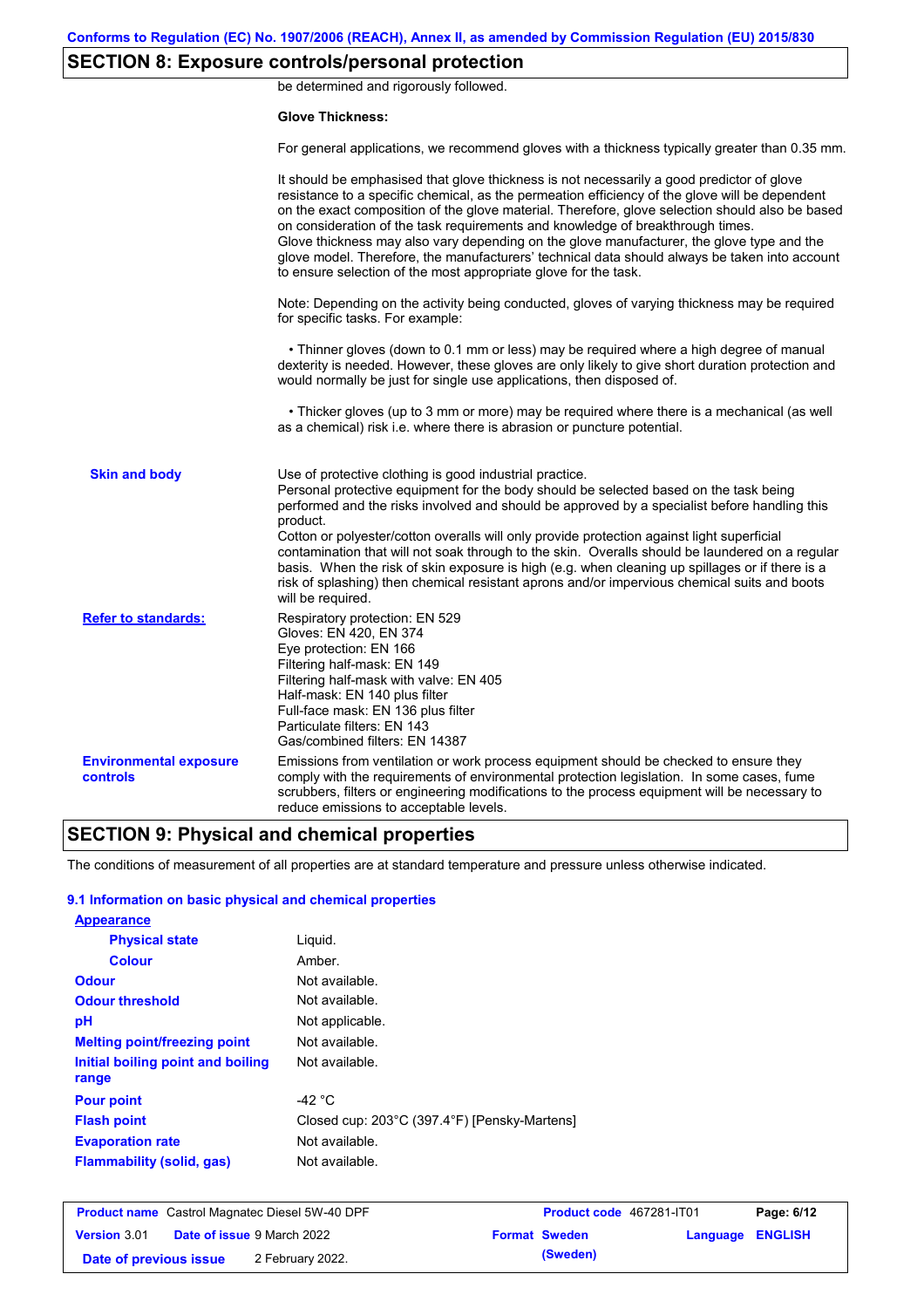## SECTION 8: Exposure controls/personal protection

be determined and rigorously followed.

**Glove Thickness:**

For general applications, we recommend gloves with a thickness typically greater than 0.35 mm.

It should be emphasised that glove thickness is not necessarily a good predictor of glove resistance to a specific chemical, as the permeation efficiency of the glove will be dependent on the exact composition of the glove material. Therefore, glove selection should also be based on consideration of the task requirements and knowledge of breakthrough times.
Glove thickness may also vary depending on the glove manufacturer, the glove type and the glove model. Therefore, the manufacturers' technical data should always be taken into account to ensure selection of the most appropriate glove for the task.

Note: Depending on the activity being conducted, gloves of varying thickness may be required for specific tasks. For example:

• Thinner gloves (down to 0.1 mm or less) may be required where a high degree of manual dexterity is needed. However, these gloves are only likely to give short duration protection and would normally be just for single use applications, then disposed of.

• Thicker gloves (up to 3 mm or more) may be required where there is a mechanical (as well as a chemical) risk i.e. where there is abrasion or puncture potential.

**Skin and body**

Use of protective clothing is good industrial practice.
Personal protective equipment for the body should be selected based on the task being performed and the risks involved and should be approved by a specialist before handling this product.
Cotton or polyester/cotton overalls will only provide protection against light superficial contamination that will not soak through to the skin. Overalls should be laundered on a regular basis. When the risk of skin exposure is high (e.g. when cleaning up spillages or if there is a risk of splashing) then chemical resistant aprons and/or impervious chemical suits and boots will be required.

**Refer to standards:**

Respiratory protection: EN 529
Gloves: EN 420, EN 374
Eye protection: EN 166
Filtering half-mask: EN 149
Filtering half-mask with valve: EN 405
Half-mask: EN 140 plus filter
Full-face mask: EN 136 plus filter
Particulate filters: EN 143
Gas/combined filters: EN 14387

**Environmental exposure controls**

Emissions from ventilation or work process equipment should be checked to ensure they comply with the requirements of environmental protection legislation. In some cases, fume scrubbers, filters or engineering modifications to the process equipment will be necessary to reduce emissions to acceptable levels.

## SECTION 9: Physical and chemical properties

The conditions of measurement of all properties are at standard temperature and pressure unless otherwise indicated.

### 9.1 Information on basic physical and chemical properties

**Appearance**

| | |
|---|---|
| **Physical state** | Liquid. |
| **Colour** | Amber. |
| **Odour** | Not available. |
| **Odour threshold** | Not available. |
| **pH** | Not applicable. |
| **Melting point/freezing point** | Not available. |
| **Initial boiling point and boiling range** | Not available. |
| **Pour point** | -42 °C |
| **Flash point** | Closed cup: 203°C (397.4°F) [Pensky-Martens] |
| **Evaporation rate** | Not available. |
| **Flammability (solid, gas)** | Not available. |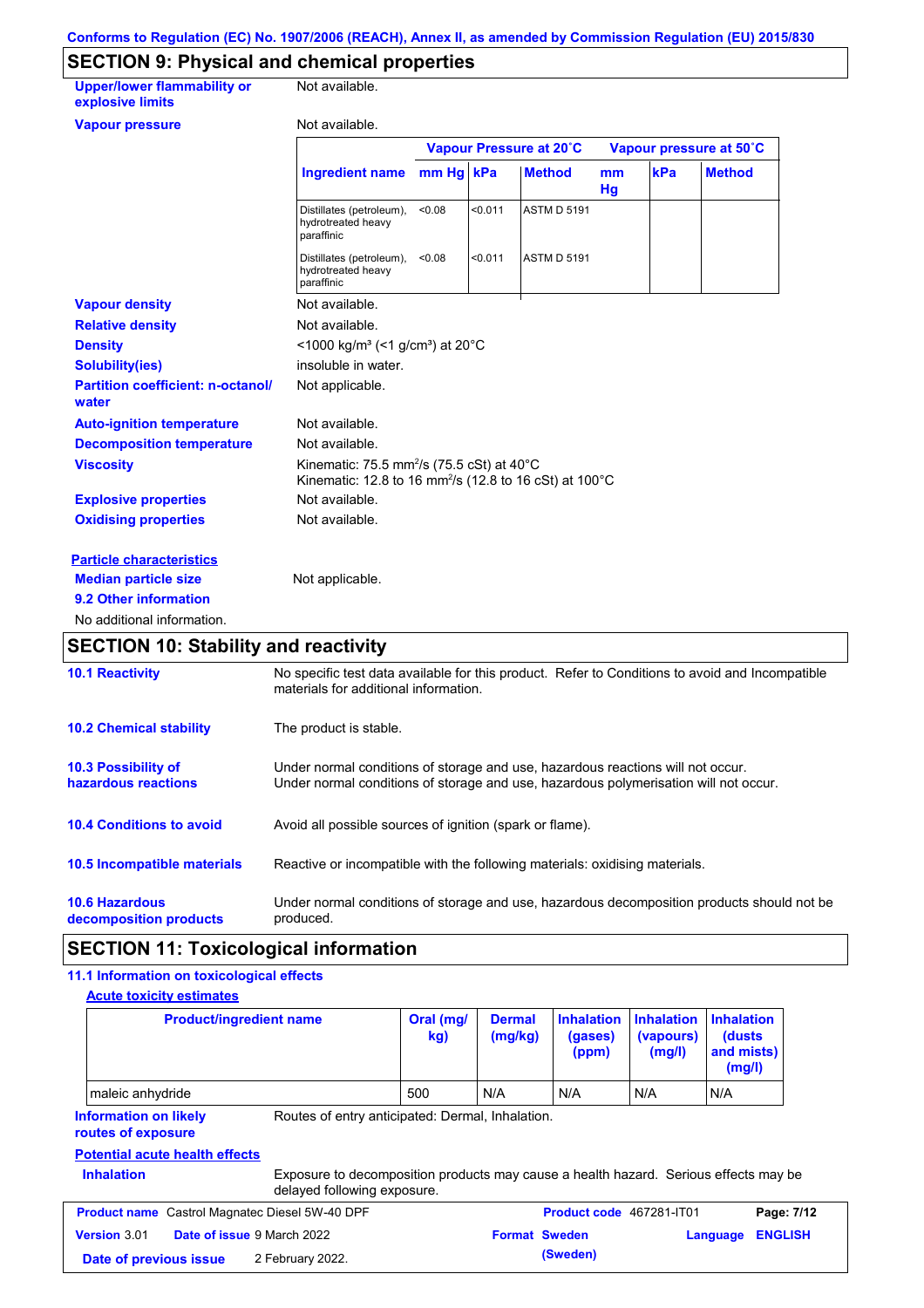Conforms to Regulation (EC) No. 1907/2006 (REACH), Annex II, as amended by Commission Regulation (EU) 2015/830

## SECTION 9: Physical and chemical properties

**Upper/lower flammability or explosive limits**: Not available.

**Vapour pressure**: Not available.

| | Vapour Pressure at 20˚C | | | Vapour pressure at 50˚C | | |
|---|---|---|---|---|---|---|
| **Ingredient name** | **mm Hg** | **kPa** | **Method** | **mm Hg** | **kPa** | **Method** |
| Distillates (petroleum), hydrotreated heavy paraffinic | <0.08 | <0.011 | ASTM D 5191 | | | |
| Distillates (petroleum), hydrotreated heavy paraffinic | <0.08 | <0.011 | ASTM D 5191 | | | |

**Vapour density**: Not available.

**Relative density**: Not available.

**Density**: <1000 kg/m³ (<1 g/cm³) at 20°C

**Solubility(ies)**: insoluble in water.

**Partition coefficient: n-octanol/ water**: Not applicable.

**Auto-ignition temperature**: Not available.

**Decomposition temperature**: Not available.

**Viscosity**: Kinematic: 75.5 mm²/s (75.5 cSt) at 40°C
Kinematic: 12.8 to 16 mm²/s (12.8 to 16 cSt) at 100°C

**Explosive properties**: Not available.

**Oxidising properties**: Not available.

**Particle characteristics**

**Median particle size**: Not applicable.

**9.2 Other information**

No additional information.

## SECTION 10: Stability and reactivity

**10.1 Reactivity**: No specific test data available for this product. Refer to Conditions to avoid and Incompatible materials for additional information.

**10.2 Chemical stability**: The product is stable.

**10.3 Possibility of hazardous reactions**: Under normal conditions of storage and use, hazardous reactions will not occur.
Under normal conditions of storage and use, hazardous polymerisation will not occur.

**10.4 Conditions to avoid**: Avoid all possible sources of ignition (spark or flame).

**10.5 Incompatible materials**: Reactive or incompatible with the following materials: oxidising materials.

**10.6 Hazardous decomposition products**: Under normal conditions of storage and use, hazardous decomposition products should not be produced.

## SECTION 11: Toxicological information

**11.1 Information on toxicological effects**

**Acute toxicity estimates**

| Product/ingredient name | Oral (mg/kg) | Dermal (mg/kg) | Inhalation (gases) (ppm) | Inhalation (vapours) (mg/l) | Inhalation (dusts and mists) (mg/l) |
|---|---|---|---|---|---|
| maleic anhydride | 500 | N/A | N/A | N/A | N/A |

**Information on likely routes of exposure**: Routes of entry anticipated: Dermal, Inhalation.

**Potential acute health effects**

**Inhalation**: Exposure to decomposition products may cause a health hazard. Serious effects may be delayed following exposure.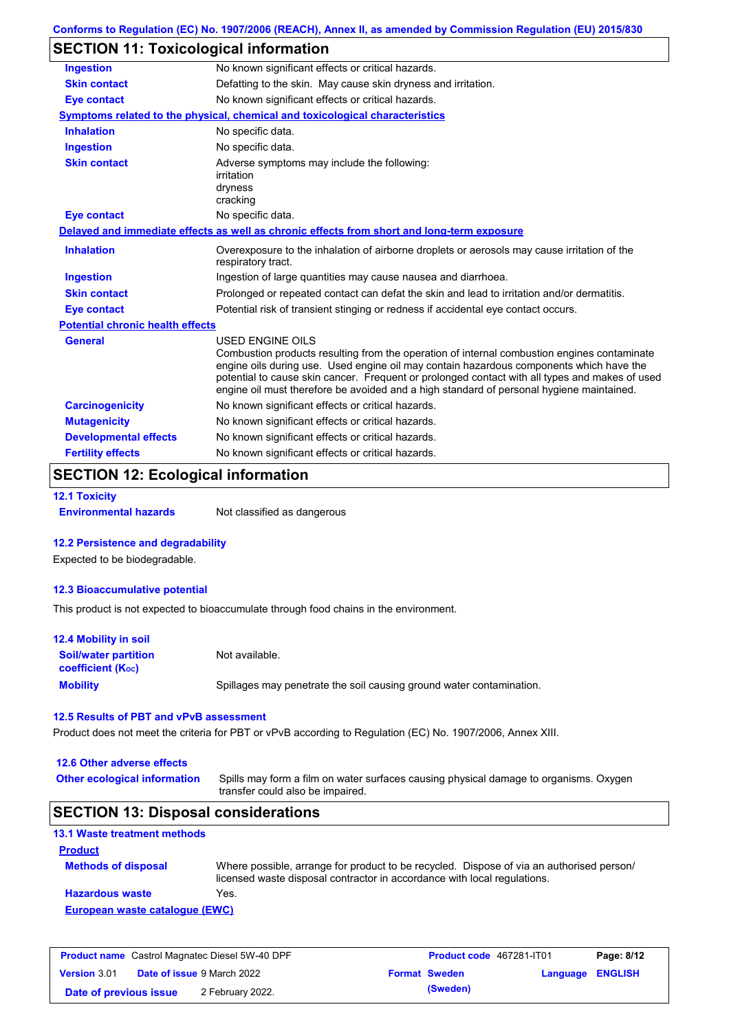Conforms to Regulation (EC) No. 1907/2006 (REACH), Annex II, as amended by Commission Regulation (EU) 2015/830

## SECTION 11: Toxicological information

| | |
|---|---|
| **Ingestion** | No known significant effects or critical hazards. |
| **Skin contact** | Defatting to the skin. May cause skin dryness and irritation. |
| **Eye contact** | No known significant effects or critical hazards. |

**Symptoms related to the physical, chemical and toxicological characteristics**

| | |
|---|---|
| **Inhalation** | No specific data. |
| **Ingestion** | No specific data. |
| **Skin contact** | Adverse symptoms may include the following: irritation dryness cracking |
| **Eye contact** | No specific data. |

**Delayed and immediate effects as well as chronic effects from short and long-term exposure**

| | |
|---|---|
| **Inhalation** | Overexposure to the inhalation of airborne droplets or aerosols may cause irritation of the respiratory tract. |
| **Ingestion** | Ingestion of large quantities may cause nausea and diarrhoea. |
| **Skin contact** | Prolonged or repeated contact can defat the skin and lead to irritation and/or dermatitis. |
| **Eye contact** | Potential risk of transient stinging or redness if accidental eye contact occurs. |

**Potential chronic health effects**

| | |
|---|---|
| **General** | USED ENGINE OILS<br>Combustion products resulting from the operation of internal combustion engines contaminate engine oils during use. Used engine oil may contain hazardous components which have the potential to cause skin cancer. Frequent or prolonged contact with all types and makes of used engine oil must therefore be avoided and a high standard of personal hygiene maintained. |
| **Carcinogenicity** | No known significant effects or critical hazards. |
| **Mutagenicity** | No known significant effects or critical hazards. |
| **Developmental effects** | No known significant effects or critical hazards. |
| **Fertility effects** | No known significant effects or critical hazards. |

## SECTION 12: Ecological information

### 12.1 Toxicity

| | |
|---|---|
| **Environmental hazards** | Not classified as dangerous |

### 12.2 Persistence and degradability

Expected to be biodegradable.

### 12.3 Bioaccumulative potential

This product is not expected to bioaccumulate through food chains in the environment.

### 12.4 Mobility in soil

| | |
|---|---|
| **Soil/water partition coefficient ($K_{OC}$)** | Not available. |
| **Mobility** | Spillages may penetrate the soil causing ground water contamination. |

### 12.5 Results of PBT and vPvB assessment

Product does not meet the criteria for PBT or vPvB according to Regulation (EC) No. 1907/2006, Annex XIII.

### 12.6 Other adverse effects

| | |
|---|---|
| **Other ecological information** | Spills may form a film on water surfaces causing physical damage to organisms. Oxygen transfer could also be impaired. |

## SECTION 13: Disposal considerations

### 13.1 Waste treatment methods

**Product**

| | |
|---|---|
| **Methods of disposal** | Where possible, arrange for product to be recycled. Dispose of via an authorised person/ licensed waste disposal contractor in accordance with local regulations. |
| **Hazardous waste** | Yes. |

**European waste catalogue (EWC)**

| | | | |
|---|---|---|---|
| **Product name** Castrol Magnatec Diesel 5W-40 DPF | **Product code** 467281-IT01 | | |
| **Version** 3.01 **Date of issue** 9 March 2022 | **Format** Sweden (Sweden) | **Language** ENGLISH | |
| **Date of previous issue** 2 February 2022. | | | |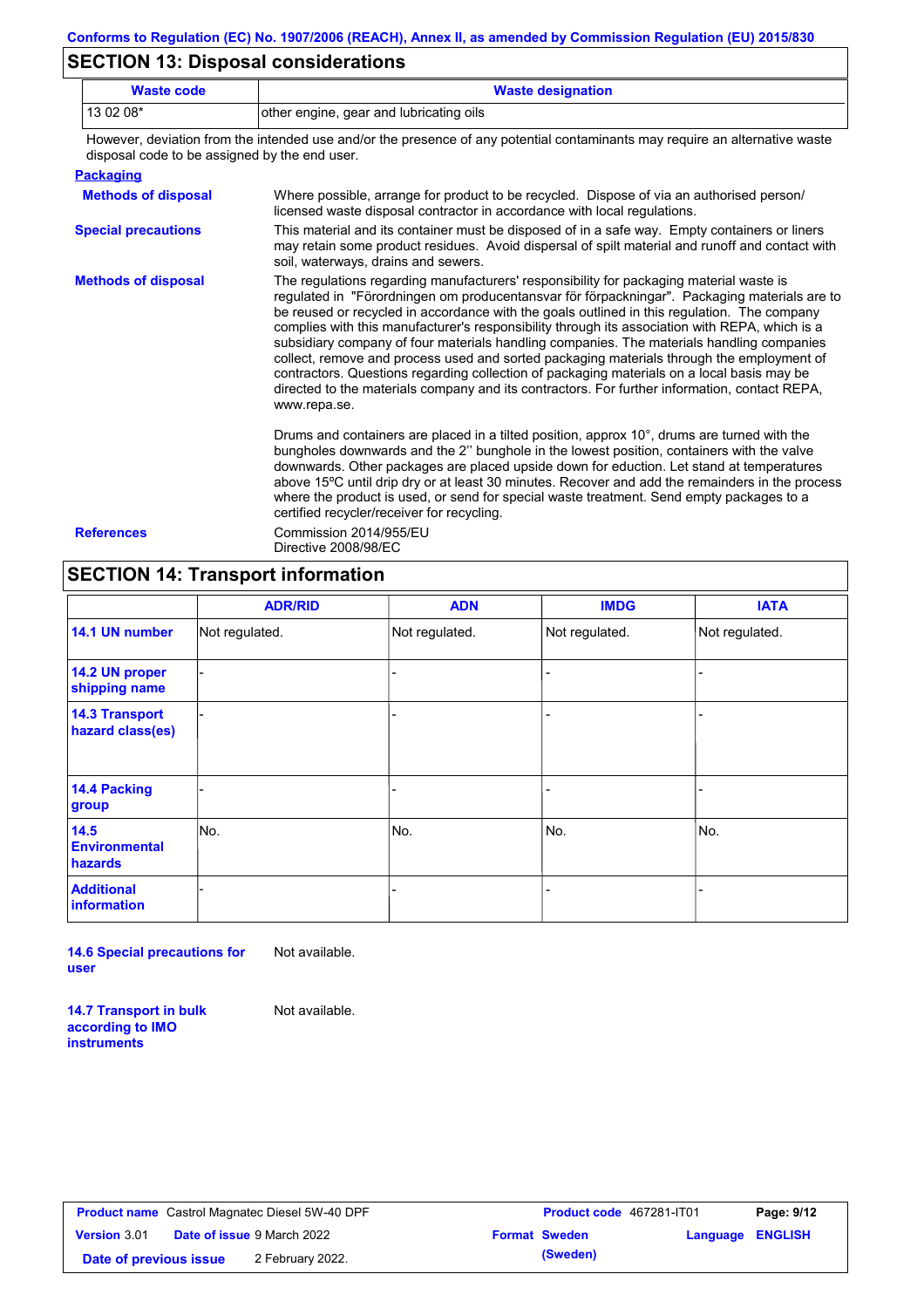## SECTION 13: Disposal considerations

| Waste code | Waste designation |
| --- | --- |
| 13 02 08* | other engine, gear and lubricating oils |

However, deviation from the intended use and/or the presence of any potential contaminants may require an alternative waste disposal code to be assigned by the end user.

**Packaging**

**Methods of disposal**: Where possible, arrange for product to be recycled. Dispose of via an authorised person/ licensed waste disposal contractor in accordance with local regulations.

**Special precautions**: This material and its container must be disposed of in a safe way. Empty containers or liners may retain some product residues. Avoid dispersal of spilt material and runoff and contact with soil, waterways, drains and sewers.

**Methods of disposal**: The regulations regarding manufacturers' responsibility for packaging material waste is regulated in "Förordningen om producentansvar för förpackningar". Packaging materials are to be reused or recycled in accordance with the goals outlined in this regulation. The company complies with this manufacturer's responsibility through its association with REPA, which is a subsidiary company of four materials handling companies. The materials handling companies collect, remove and process used and sorted packaging materials through the employment of contractors. Questions regarding collection of packaging materials on a local basis may be directed to the materials company and its contractors. For further information, contact REPA, www.repa.se.

Drums and containers are placed in a tilted position, approx 10°, drums are turned with the bungholes downwards and the 2'' bunghole in the lowest position, containers with the valve downwards. Other packages are placed upside down for eduction. Let stand at temperatures above 15ºC until drip dry or at least 30 minutes. Recover and add the remainders in the process where the product is used, or send for special waste treatment. Send empty packages to a certified recycler/receiver for recycling.

**References**: Commission 2014/955/EU
Directive 2008/98/EC

## SECTION 14: Transport information

| | ADR/RID | ADN | IMDG | IATA |
| --- | --- | --- | --- | --- |
| 14.1 UN number | Not regulated. | Not regulated. | Not regulated. | Not regulated. |
| 14.2 UN proper shipping name | - | - | - | - |
| 14.3 Transport hazard class(es) | - | - | - | - |
| 14.4 Packing group | - | - | - | - |
| 14.5 Environmental hazards | No. | No. | No. | No. |
| Additional information | - | - | - | - |

**14.6 Special precautions for user**: Not available.

**14.7 Transport in bulk according to IMO instruments**: Not available.

| Product name | Castrol Magnatec Diesel 5W-40 DPF | Product code | 467281-IT01 | Page: 9/12 |
| --- | --- | --- | --- | --- |
| Version 3.01 | Date of issue 9 March 2022 | Format | Sweden (Sweden) | Language ENGLISH |
| Date of previous issue | 2 February 2022. | | | |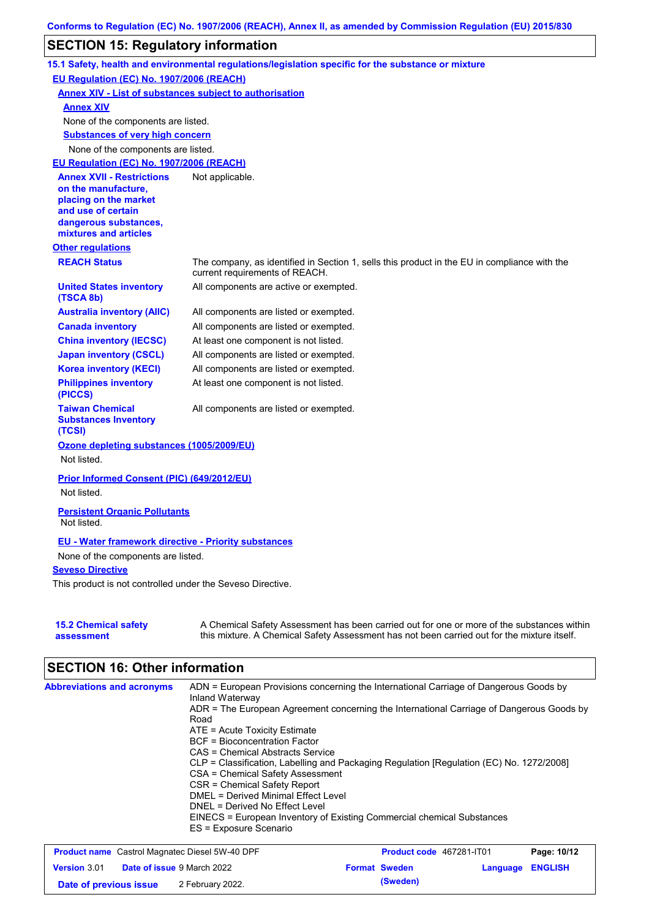## SECTION 15: Regulatory information

### 15.1 Safety, health and environmental regulations/legislation specific for the substance or mixture

**EU Regulation (EC) No. 1907/2006 (REACH)**

**Annex XIV - List of substances subject to authorisation**

**Annex XIV**

None of the components are listed.

**Substances of very high concern**

None of the components are listed.

**EU Regulation (EC) No. 1907/2006 (REACH)**

| | |
|---|---|
| **Annex XVII - Restrictions on the manufacture, placing on the market and use of certain dangerous substances, mixtures and articles** | Not applicable. |

**Other regulations**

| | |
|---|---|
| **REACH Status** | The company, as identified in Section 1, sells this product in the EU in compliance with the current requirements of REACH. |
| **United States inventory (TSCA 8b)** | All components are active or exempted. |
| **Australia inventory (AIIC)** | All components are listed or exempted. |
| **Canada inventory** | All components are listed or exempted. |
| **China inventory (IECSC)** | At least one component is not listed. |
| **Japan inventory (CSCL)** | All components are listed or exempted. |
| **Korea inventory (KECI)** | All components are listed or exempted. |
| **Philippines inventory (PICCS)** | At least one component is not listed. |
| **Taiwan Chemical Substances Inventory (TCSI)** | All components are listed or exempted. |

**Ozone depleting substances (1005/2009/EU)**

Not listed.

**Prior Informed Consent (PIC) (649/2012/EU)**

Not listed.

**Persistent Organic Pollutants**

Not listed.

**EU - Water framework directive - Priority substances**

None of the components are listed.

**Seveso Directive**

This product is not controlled under the Seveso Directive.

| | |
|---|---|
| **15.2 Chemical safety assessment** | A Chemical Safety Assessment has been carried out for one or more of the substances within this mixture. A Chemical Safety Assessment has not been carried out for the mixture itself. |

## SECTION 16: Other information

**Abbreviations and acronyms**

ADN = European Provisions concerning the International Carriage of Dangerous Goods by Inland Waterway
ADR = The European Agreement concerning the International Carriage of Dangerous Goods by Road
ATE = Acute Toxicity Estimate
BCF = Bioconcentration Factor
CAS = Chemical Abstracts Service
CLP = Classification, Labelling and Packaging Regulation [Regulation (EC) No. 1272/2008]
CSA = Chemical Safety Assessment
CSR = Chemical Safety Report
DMEL = Derived Minimal Effect Level
DNEL = Derived No Effect Level
EINECS = European Inventory of Existing Commercial chemical Substances
ES = Exposure Scenario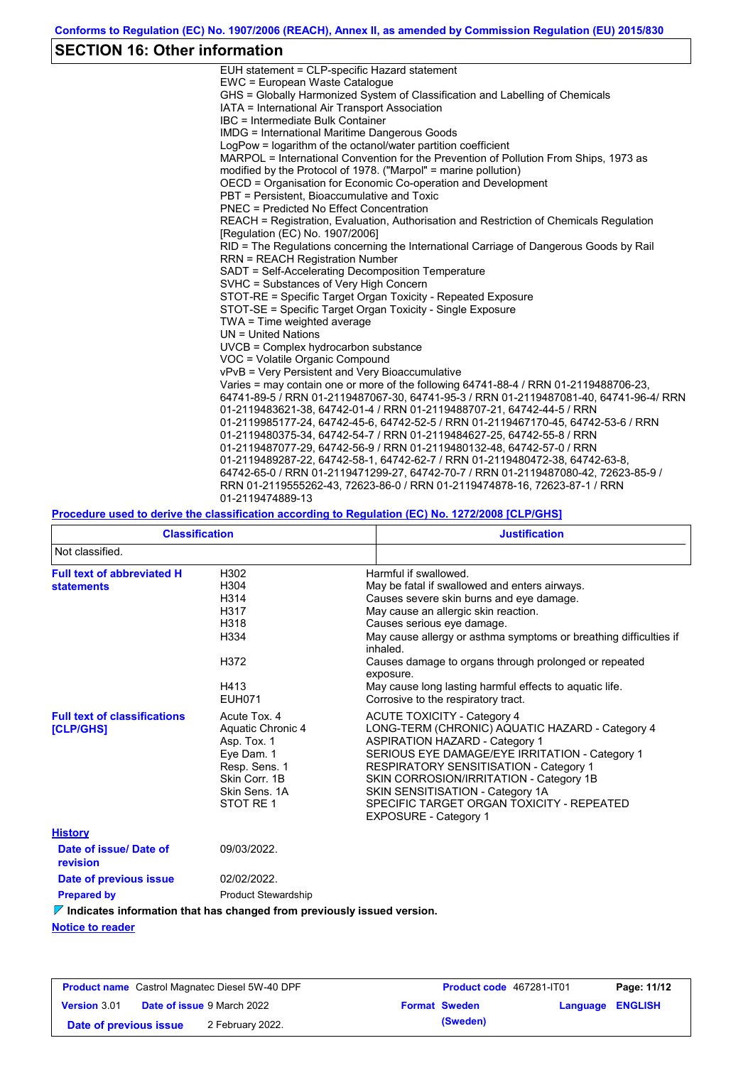## SECTION 16: Other information

EUH statement = CLP-specific Hazard statement
EWC = European Waste Catalogue
GHS = Globally Harmonized System of Classification and Labelling of Chemicals
IATA = International Air Transport Association
IBC = Intermediate Bulk Container
IMDG = International Maritime Dangerous Goods
LogPow = logarithm of the octanol/water partition coefficient
MARPOL = International Convention for the Prevention of Pollution From Ships, 1973 as modified by the Protocol of 1978. ("Marpol" = marine pollution)
OECD = Organisation for Economic Co-operation and Development
PBT = Persistent, Bioaccumulative and Toxic
PNEC = Predicted No Effect Concentration
REACH = Registration, Evaluation, Authorisation and Restriction of Chemicals Regulation [Regulation (EC) No. 1907/2006]
RID = The Regulations concerning the International Carriage of Dangerous Goods by Rail
RRN = REACH Registration Number
SADT = Self-Accelerating Decomposition Temperature
SVHC = Substances of Very High Concern
STOT-RE = Specific Target Organ Toxicity - Repeated Exposure
STOT-SE = Specific Target Organ Toxicity - Single Exposure
TWA = Time weighted average
UN = United Nations
UVCB = Complex hydrocarbon substance
VOC = Volatile Organic Compound
vPvB = Very Persistent and Very Bioaccumulative
Varies = may contain one or more of the following 64741-88-4 / RRN 01-2119488706-23, 64741-89-5 / RRN 01-2119487067-30, 64741-95-3 / RRN 01-2119487081-40, 64741-96-4/ RRN 01-2119483621-38, 64742-01-4 / RRN 01-2119488707-21, 64742-44-5 / RRN 01-2119985177-24, 64742-45-6, 64742-52-5 / RRN 01-2119467170-45, 64742-53-6 / RRN 01-2119480375-34, 64742-54-7 / RRN 01-2119484627-25, 64742-55-8 / RRN 01-2119487077-29, 64742-56-9 / RRN 01-2119480132-48, 64742-57-0 / RRN 01-2119489287-22, 64742-58-1, 64742-62-7 / RRN 01-2119480472-38, 64742-63-8, 64742-65-0 / RRN 01-2119471299-27, 64742-70-7 / RRN 01-2119487080-42, 72623-85-9 / RRN 01-2119555262-43, 72623-86-0 / RRN 01-2119474878-16, 72623-87-1 / RRN 01-2119474889-13

**Procedure used to derive the classification according to Regulation (EC) No. 1272/2008 [CLP/GHS]**

| Classification | Justification |
|---|---|
| Not classified. | |

**Full text of abbreviated H statements**

| | |
|---|---|
| H302 | Harmful if swallowed. |
| H304 | May be fatal if swallowed and enters airways. |
| H314 | Causes severe skin burns and eye damage. |
| H317 | May cause an allergic skin reaction. |
| H318 | Causes serious eye damage. |
| H334 | May cause allergy or asthma symptoms or breathing difficulties if inhaled. |
| H372 | Causes damage to organs through prolonged or repeated exposure. |
| H413 | May cause long lasting harmful effects to aquatic life. |
| EUH071 | Corrosive to the respiratory tract. |

**Full text of classifications [CLP/GHS]**

| | |
|---|---|
| Acute Tox. 4 | ACUTE TOXICITY - Category 4 |
| Aquatic Chronic 4 | LONG-TERM (CHRONIC) AQUATIC HAZARD - Category 4 |
| Asp. Tox. 1 | ASPIRATION HAZARD - Category 1 |
| Eye Dam. 1 | SERIOUS EYE DAMAGE/EYE IRRITATION - Category 1 |
| Resp. Sens. 1 | RESPIRATORY SENSITISATION - Category 1 |
| Skin Corr. 1B | SKIN CORROSION/IRRITATION - Category 1B |
| Skin Sens. 1A | SKIN SENSITISATION - Category 1A |
| STOT RE 1 | SPECIFIC TARGET ORGAN TOXICITY - REPEATED EXPOSURE - Category 1 |

**History**

**Date of issue/ Date of revision:** 09/03/2022.

**Date of previous issue:** 02/02/2022.

**Prepared by:** Product Stewardship

**Indicates information that has changed from previously issued version.**

**Notice to reader**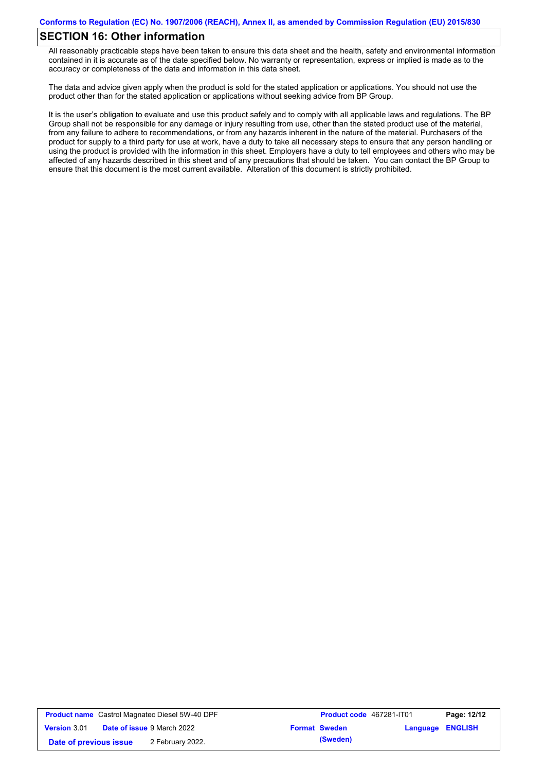## SECTION 16: Other information

All reasonably practicable steps have been taken to ensure this data sheet and the health, safety and environmental information contained in it is accurate as of the date specified below. No warranty or representation, express or implied is made as to the accuracy or completeness of the data and information in this data sheet.

The data and advice given apply when the product is sold for the stated application or applications. You should not use the product other than for the stated application or applications without seeking advice from BP Group.

It is the user's obligation to evaluate and use this product safely and to comply with all applicable laws and regulations. The BP Group shall not be responsible for any damage or injury resulting from use, other than the stated product use of the material, from any failure to adhere to recommendations, or from any hazards inherent in the nature of the material. Purchasers of the product for supply to a third party for use at work, have a duty to take all necessary steps to ensure that any person handling or using the product is provided with the information in this sheet. Employers have a duty to tell employees and others who may be affected of any hazards described in this sheet and of any precautions that should be taken. You can contact the BP Group to ensure that this document is the most current available. Alteration of this document is strictly prohibited.